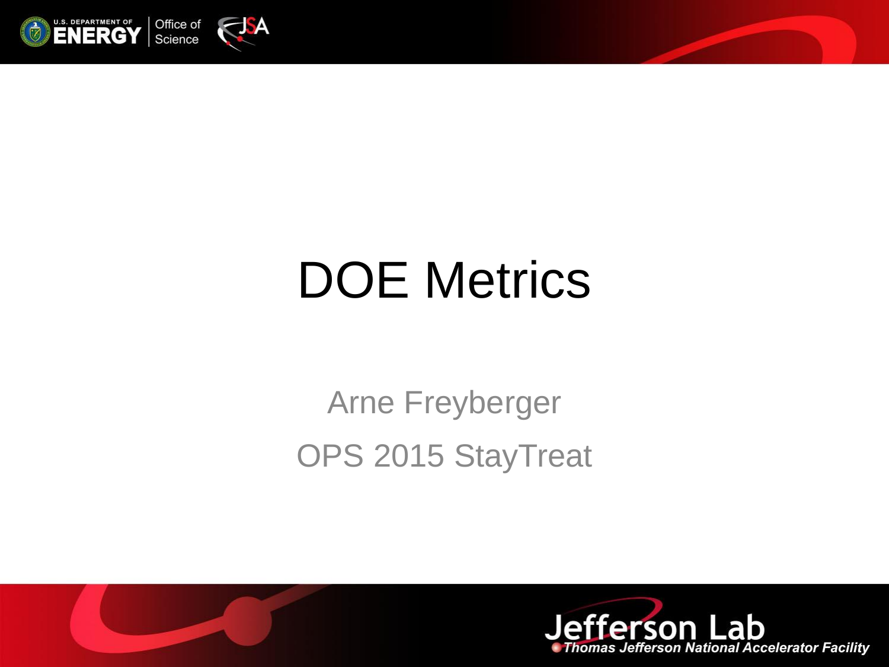# DOE Metrics

Arne Freyberger

OPS 2015 StayTreat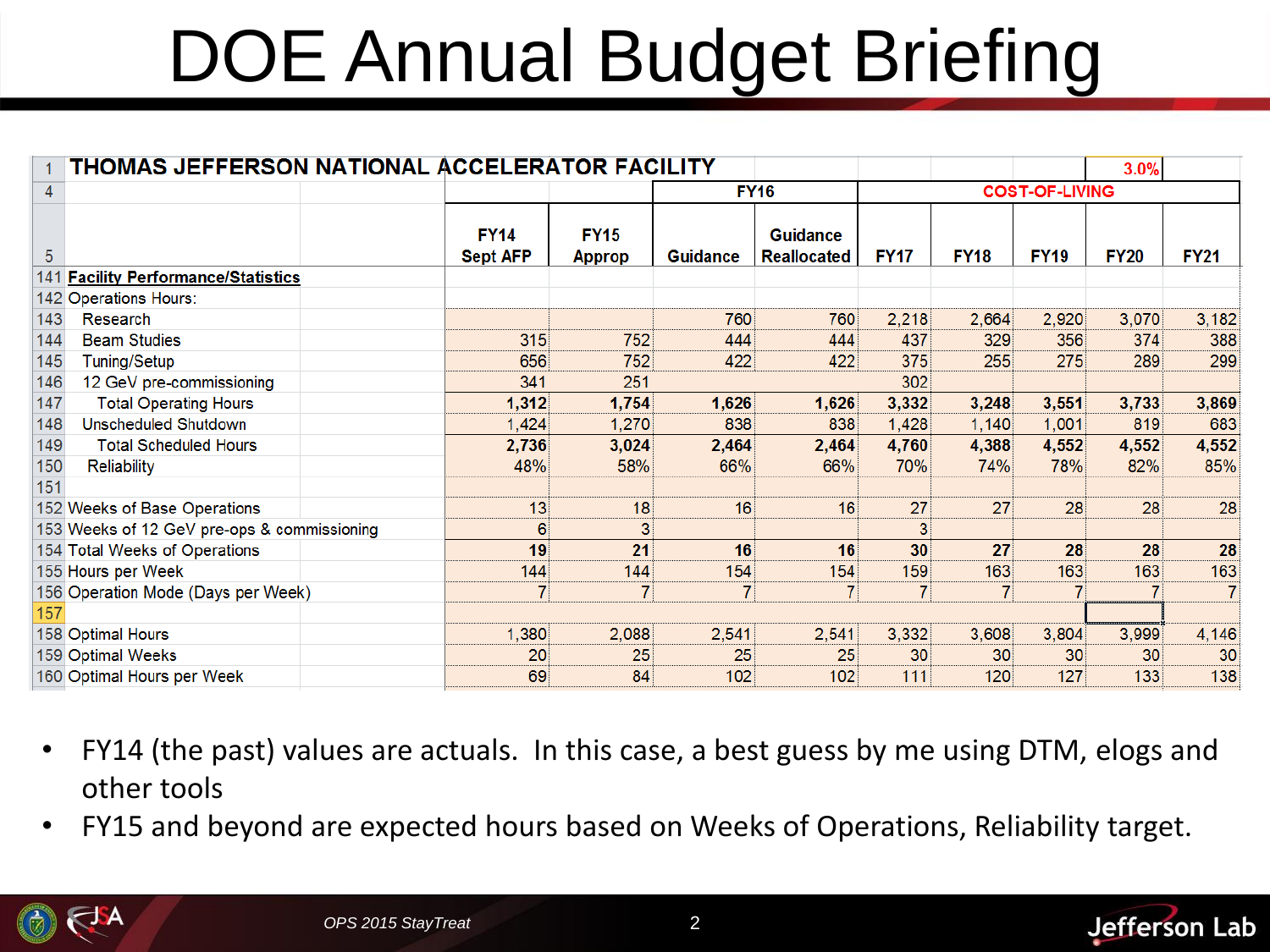# DOE Annual Budget Briefing

| | THOMAS JEFFERSON NATIONAL ACCELERATOR FACILITY | | | | | | | | 3.0% | |
|---|---|---|---|---|---|---|---|---|---|---|
| 4 | | | | FY16 | | COST-OF-LIVING | | | | |
| 5 | | FY14 Sept AFP | FY15 Approp | Guidance | Guidance Reallocated | FY17 | FY18 | FY19 | FY20 | FY21 |
| 141 | **Facility Performance/Statistics** | | | | | | | | | |
| 142 | Operations Hours: | | | | | | | | | |
| 143 | Research | | | 760 | 760 | 2,218 | 2,664 | 2,920 | 3,070 | 3,182 |
| 144 | Beam Studies | 315 | 752 | 444 | 444 | 437 | 329 | 356 | 374 | 388 |
| 145 | Tuning/Setup | 656 | 752 | 422 | 422 | 375 | 255 | 275 | 289 | 299 |
| 146 | 12 GeV pre-commissioning | 341 | 251 | | | 302 | | | | |
| 147 | Total Operating Hours | **1,312** | **1,754** | **1,626** | **1,626** | **3,332** | **3,248** | **3,551** | **3,733** | **3,869** |
| 148 | Unscheduled Shutdown | 1,424 | 1,270 | 838 | 838 | 1,428 | 1,140 | 1,001 | 819 | 683 |
| 149 | Total Scheduled Hours | **2,736** | **3,024** | **2,464** | **2,464** | **4,760** | **4,388** | **4,552** | **4,552** | **4,552** |
| 150 | Reliability | 48% | 58% | 66% | 66% | 70% | 74% | 78% | 82% | 85% |
| 151 | | | | | | | | | | |
| 152 | Weeks of Base Operations | 13 | 18 | 16 | 16 | 27 | 27 | 28 | 28 | 28 |
| 153 | Weeks of 12 GeV pre-ops & commissioning | 6 | 3 | | | 3 | | | | |
| 154 | Total Weeks of Operations | **19** | **21** | **16** | **16** | **30** | **27** | **28** | **28** | **28** |
| 155 | Hours per Week | 144 | 144 | 154 | 154 | 159 | 163 | 163 | 163 | 163 |
| 156 | Operation Mode (Days per Week) | 7 | 7 | 7 | 7 | 7 | 7 | 7 | 7 | 7 |
| 157 | | | | | | | | | | |
| 158 | Optimal Hours | 1,380 | 2,088 | 2,541 | 2,541 | 3,332 | 3,608 | 3,804 | 3,999 | 4,146 |
| 159 | Optimal Weeks | 20 | 25 | 25 | 25 | 30 | 30 | 30 | 30 | 30 |
| 160 | Optimal Hours per Week | 69 | 84 | 102 | 102 | 111 | 120 | 127 | 133 | 138 |

- FY14 (the past) values are actuals. In this case, a best guess by me using DTM, elogs and other tools
- FY15 and beyond are expected hours based on Weeks of Operations, Reliability target.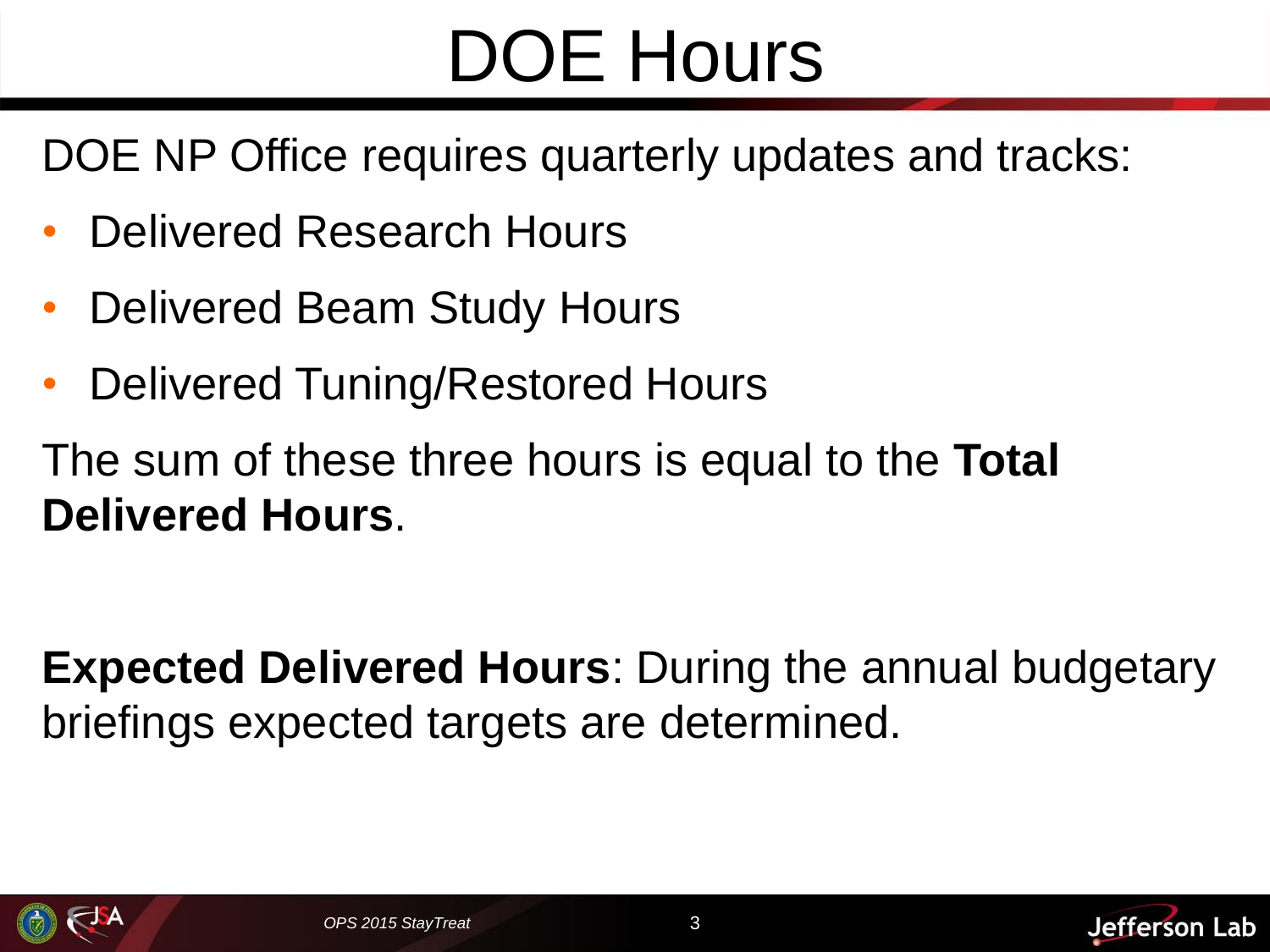# DOE Hours

DOE NP Office requires quarterly updates and tracks:

- Delivered Research Hours
- Delivered Beam Study Hours
- Delivered Tuning/Restored Hours

The sum of these three hours is equal to the **Total Delivered Hours**.

**Expected Delivered Hours**: During the annual budgetary briefings expected targets are determined.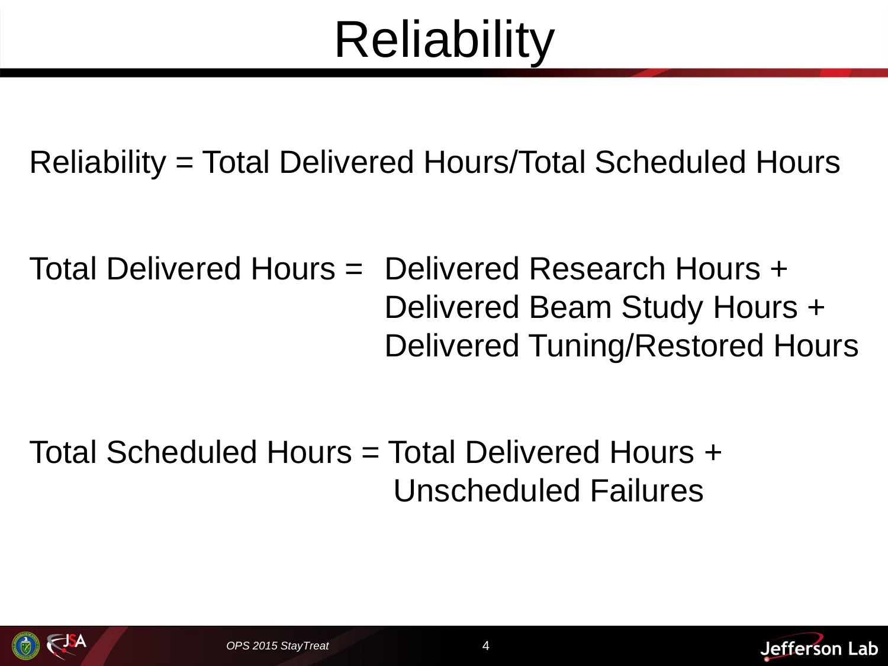# Reliability

Reliability = Total Delivered Hours/Total Scheduled Hours

Total Delivered Hours = Delivered Research Hours +
Delivered Beam Study Hours +
Delivered Tuning/Restored Hours

Total Scheduled Hours = Total Delivered Hours +
Unscheduled Failures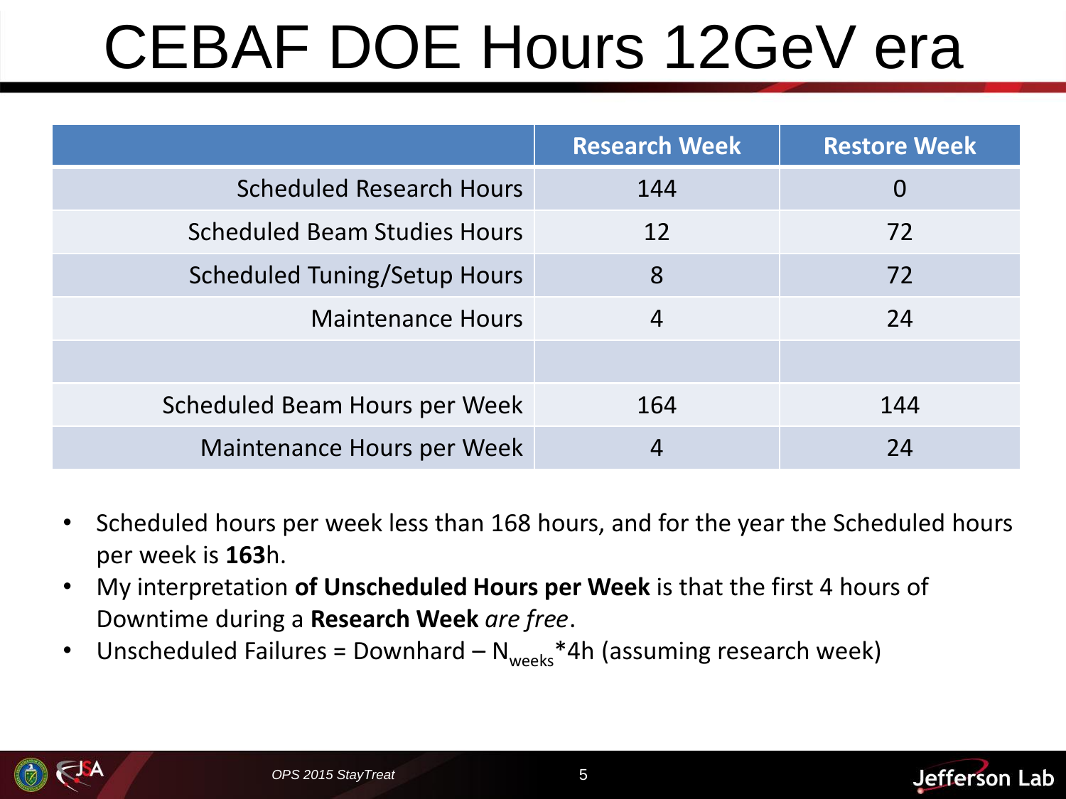# CEBAF DOE Hours 12GeV era

| | Research Week | Restore Week |
|---|---|---|
| Scheduled Research Hours | 144 | 0 |
| Scheduled Beam Studies Hours | 12 | 72 |
| Scheduled Tuning/Setup Hours | 8 | 72 |
| Maintenance Hours | 4 | 24 |
| | | |
| Scheduled Beam Hours per Week | 164 | 144 |
| Maintenance Hours per Week | 4 | 24 |

- Scheduled hours per week less than 168 hours, and for the year the Scheduled hours per week is **163**h.
- My interpretation **of Unscheduled Hours per Week** is that the first 4 hours of Downtime during a **Research Week** *are free*.
- Unscheduled Failures = Downhard – $N_{weeks}$*4h (assuming research week)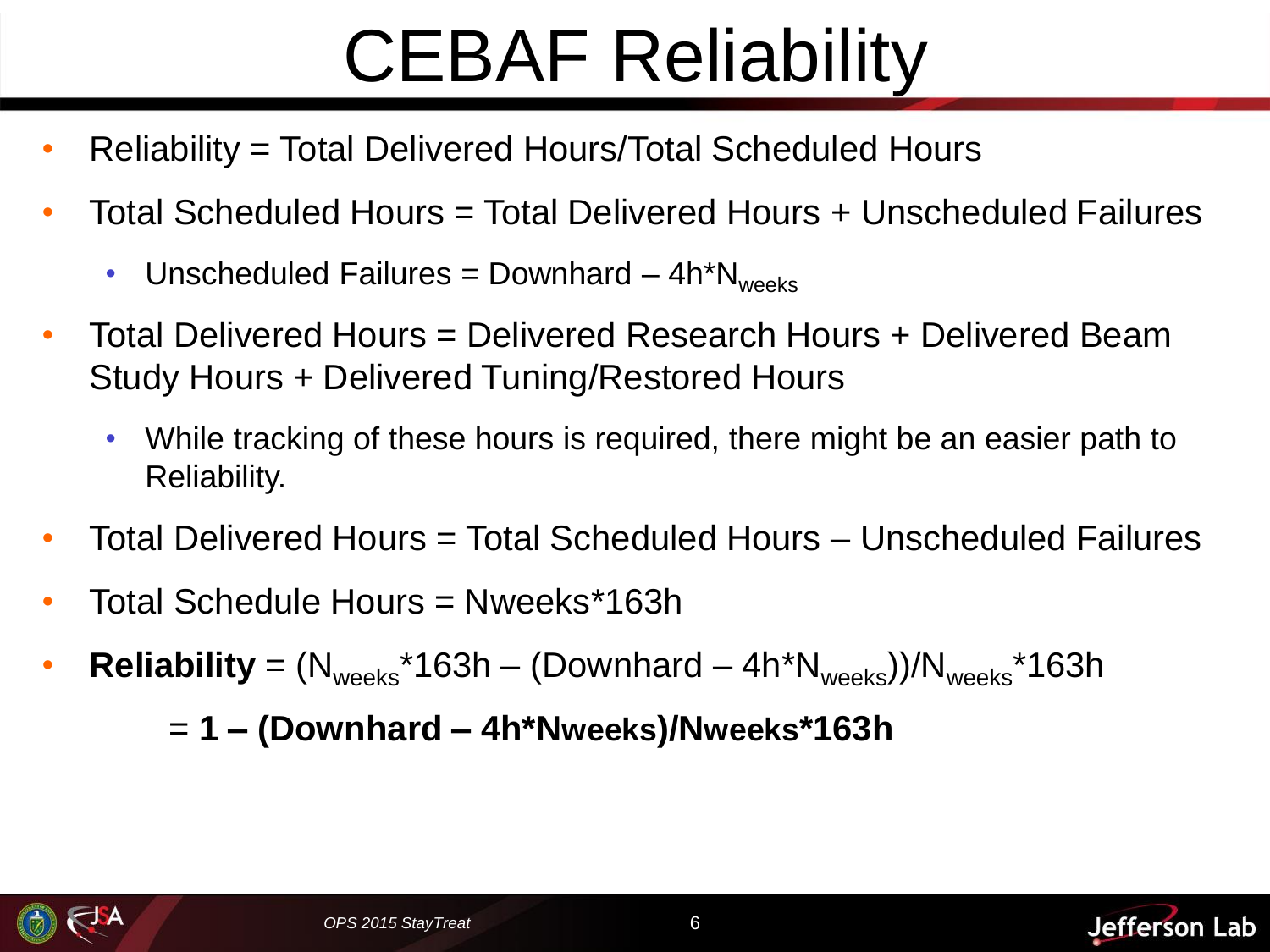# CEBAF Reliability

- Reliability = Total Delivered Hours/Total Scheduled Hours
- Total Scheduled Hours = Total Delivered Hours + Unscheduled Failures
  - Unscheduled Failures = Downhard – 4h*$N_{weeks}$
- Total Delivered Hours = Delivered Research Hours + Delivered Beam Study Hours + Delivered Tuning/Restored Hours
  - While tracking of these hours is required, there might be an easier path to Reliability.
- Total Delivered Hours = Total Scheduled Hours – Unscheduled Failures
- Total Schedule Hours = Nweeks*163h
- **Reliability** = ($N_{weeks}$*163h – (Downhard – 4h*$N_{weeks}$))/$N_{weeks}$*163h

  = **1 – (Downhard – 4h*Nweeks)/Nweeks*163h**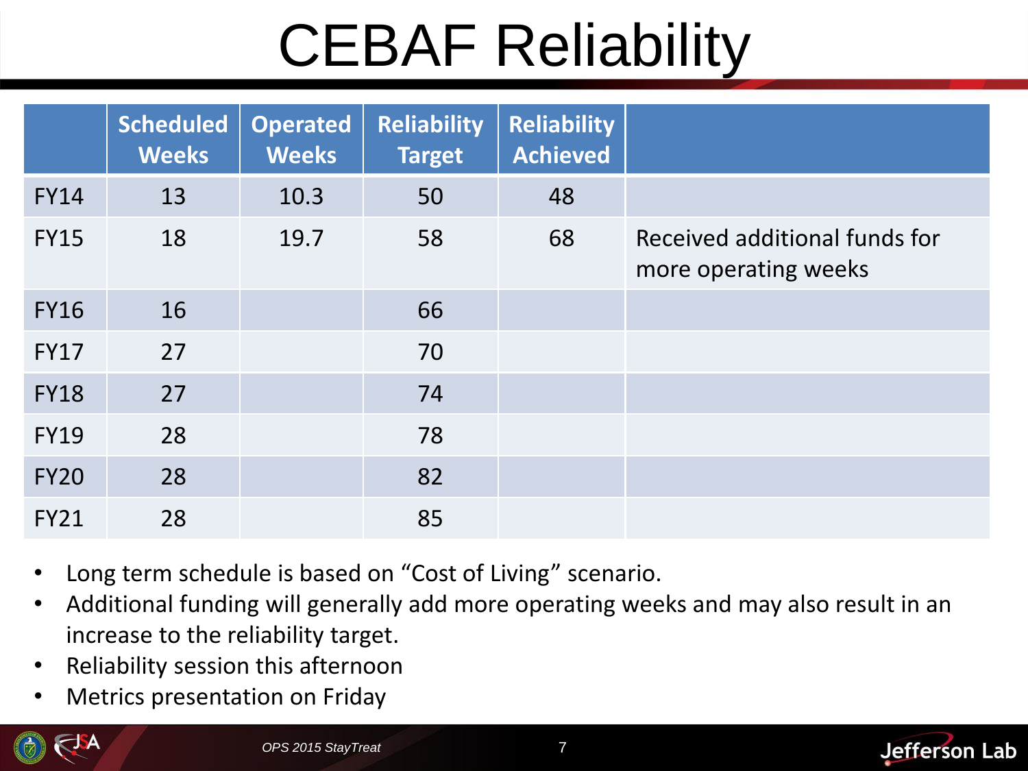# CEBAF Reliability

| | Scheduled Weeks | Operated Weeks | Reliability Target | Reliability Achieved | |
|---|---|---|---|---|---|
| FY14 | 13 | 10.3 | 50 | 48 | |
| FY15 | 18 | 19.7 | 58 | 68 | Received additional funds for more operating weeks |
| FY16 | 16 | | 66 | | |
| FY17 | 27 | | 70 | | |
| FY18 | 27 | | 74 | | |
| FY19 | 28 | | 78 | | |
| FY20 | 28 | | 82 | | |
| FY21 | 28 | | 85 | | |

- Long term schedule is based on "Cost of Living" scenario.
- Additional funding will generally add more operating weeks and may also result in an increase to the reliability target.
- Reliability session this afternoon
- Metrics presentation on Friday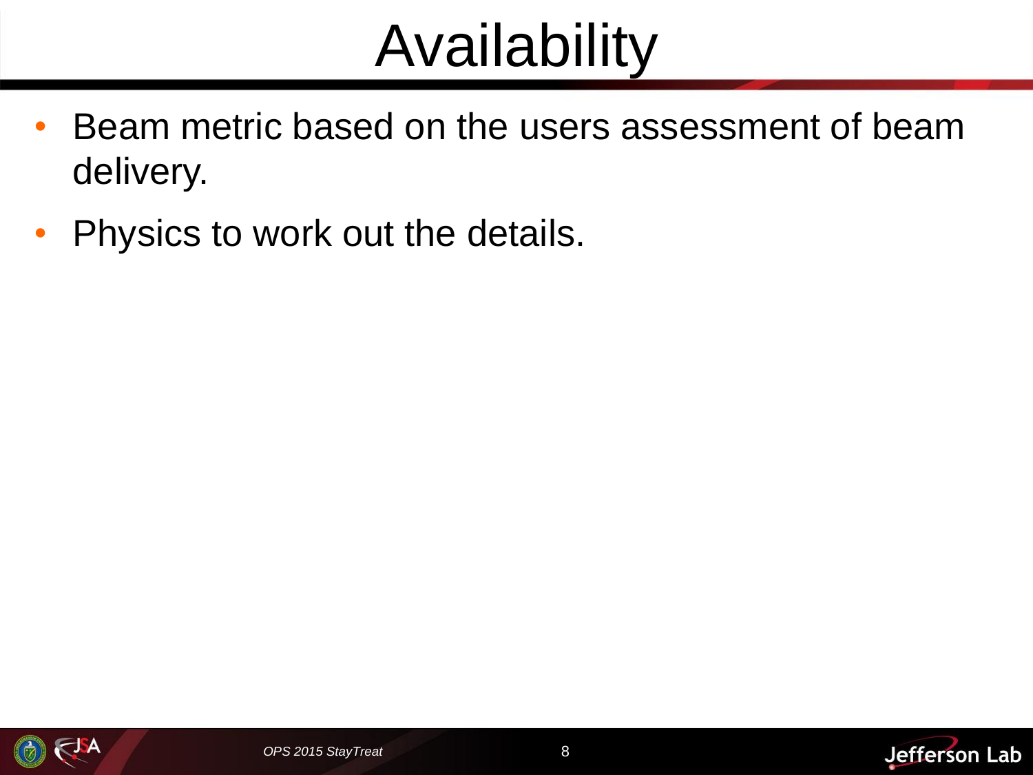# Availability

- Beam metric based on the users assessment of beam delivery.
- Physics to work out the details.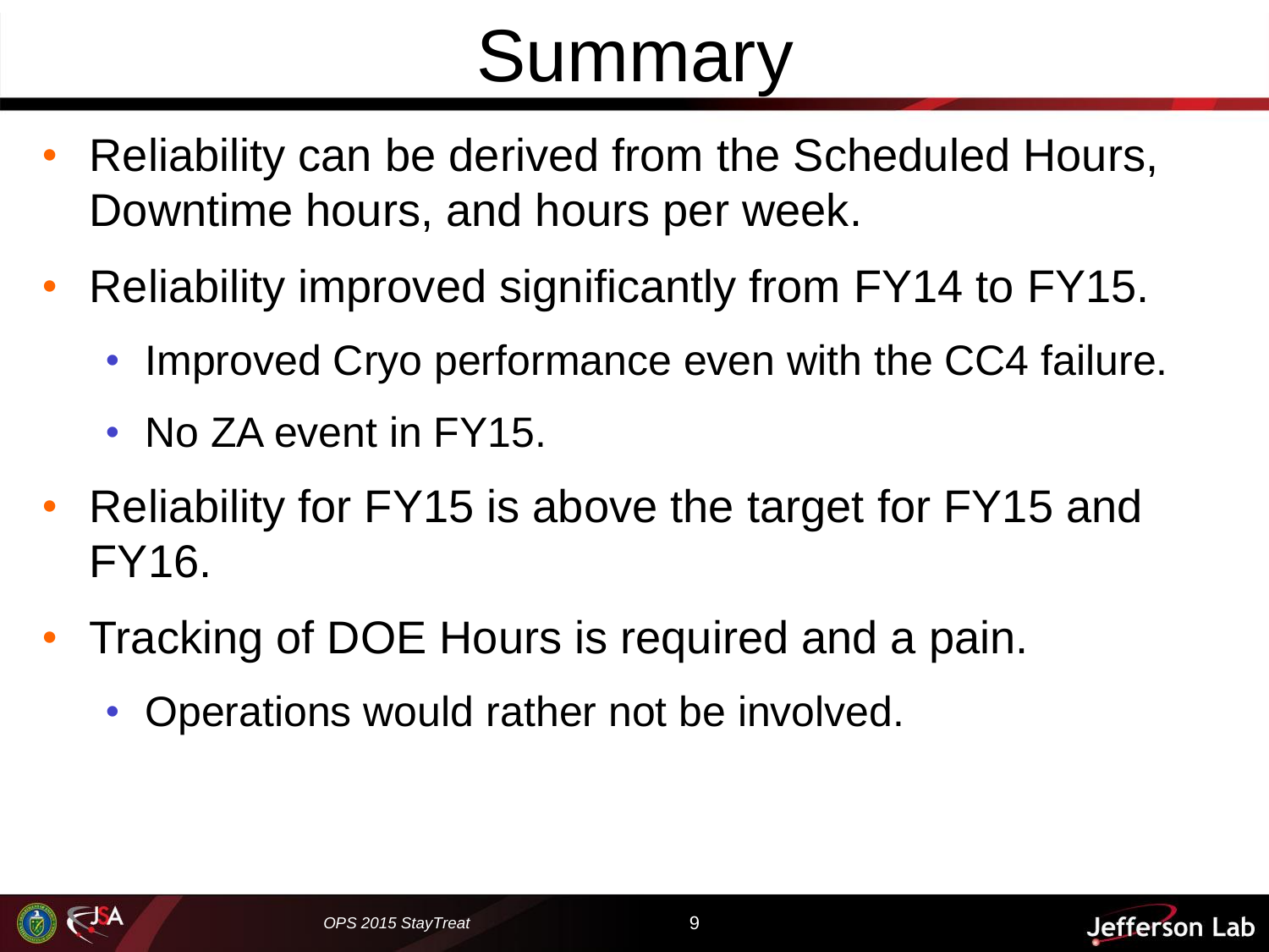# Summary

- Reliability can be derived from the Scheduled Hours, Downtime hours, and hours per week.
- Reliability improved significantly from FY14 to FY15.
  - Improved Cryo performance even with the CC4 failure.
  - No ZA event in FY15.
- Reliability for FY15 is above the target for FY15 and FY16.
- Tracking of DOE Hours is required and a pain.
  - Operations would rather not be involved.